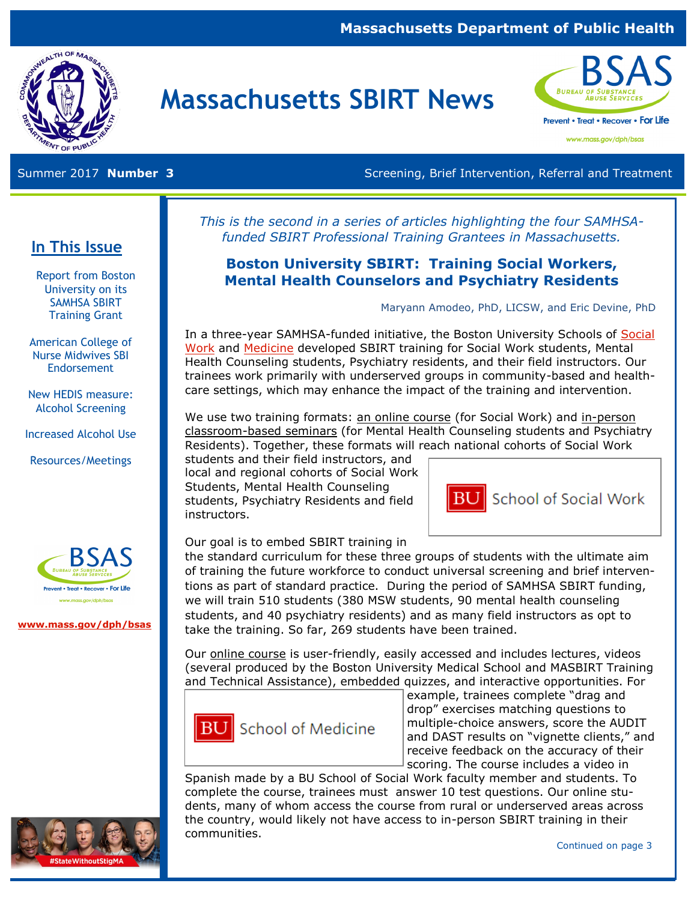Massachusetts Department of Public Health

# Massachusetts SBIRT News

Summer 2017 **Number 3** Screening, Brief Intervention, Referral and Treatment

## In This Issue

- Report from Boston University on its SAMHSA SBIRT Training Grant
- American College of Nurse Midwives SBI Endorsement
- New HEDIS measure: Alcohol Screening
- Increased Alcohol Use
- Resources/Meetings

**www.mass.gov/dph/bsas**

*This is the second in a series of articles highlighting the four SAMHSA-funded SBIRT Professional Training Grantees in Massachusetts.*

## Boston University SBIRT: Training Social Workers, Mental Health Counselors and Psychiatry Residents

Maryann Amodeo, PhD, LICSW, and Eric Devine, PhD

In a three-year SAMHSA-funded initiative, the Boston University Schools of Social Work and Medicine developed SBIRT training for Social Work students, Mental Health Counseling students, Psychiatry residents, and their field instructors. Our trainees work primarily with underserved groups in community-based and health-care settings, which may enhance the impact of the training and intervention.

We use two training formats: an online course (for Social Work) and in-person classroom-based seminars (for Mental Health Counseling students and Psychiatry Residents). Together, these formats will reach national cohorts of Social Work students and their field instructors, and local and regional cohorts of Social Work Students, Mental Health Counseling students, Psychiatry Residents and field instructors.

Our goal is to embed SBIRT training in the standard curriculum for these three groups of students with the ultimate aim of training the future workforce to conduct universal screening and brief interventions as part of standard practice. During the period of SAMHSA SBIRT funding, we will train 510 students (380 MSW students, 90 mental health counseling students, and 40 psychiatry residents) and as many field instructors as opt to take the training. So far, 269 students have been trained.

Our online course is user-friendly, easily accessed and includes lectures, videos (several produced by the Boston University Medical School and MASBIRT Training and Technical Assistance), embedded quizzes, and interactive opportunities. For example, trainees complete "drag and drop" exercises matching questions to multiple-choice answers, score the AUDIT and DAST results on "vignette clients," and receive feedback on the accuracy of their scoring. The course includes a video in Spanish made by a BU School of Social Work faculty member and students. To complete the course, trainees must answer 10 test questions. Our online students, many of whom access the course from rural or underserved areas across the country, would likely not have access to in-person SBIRT training in their communities.

Continued on page 3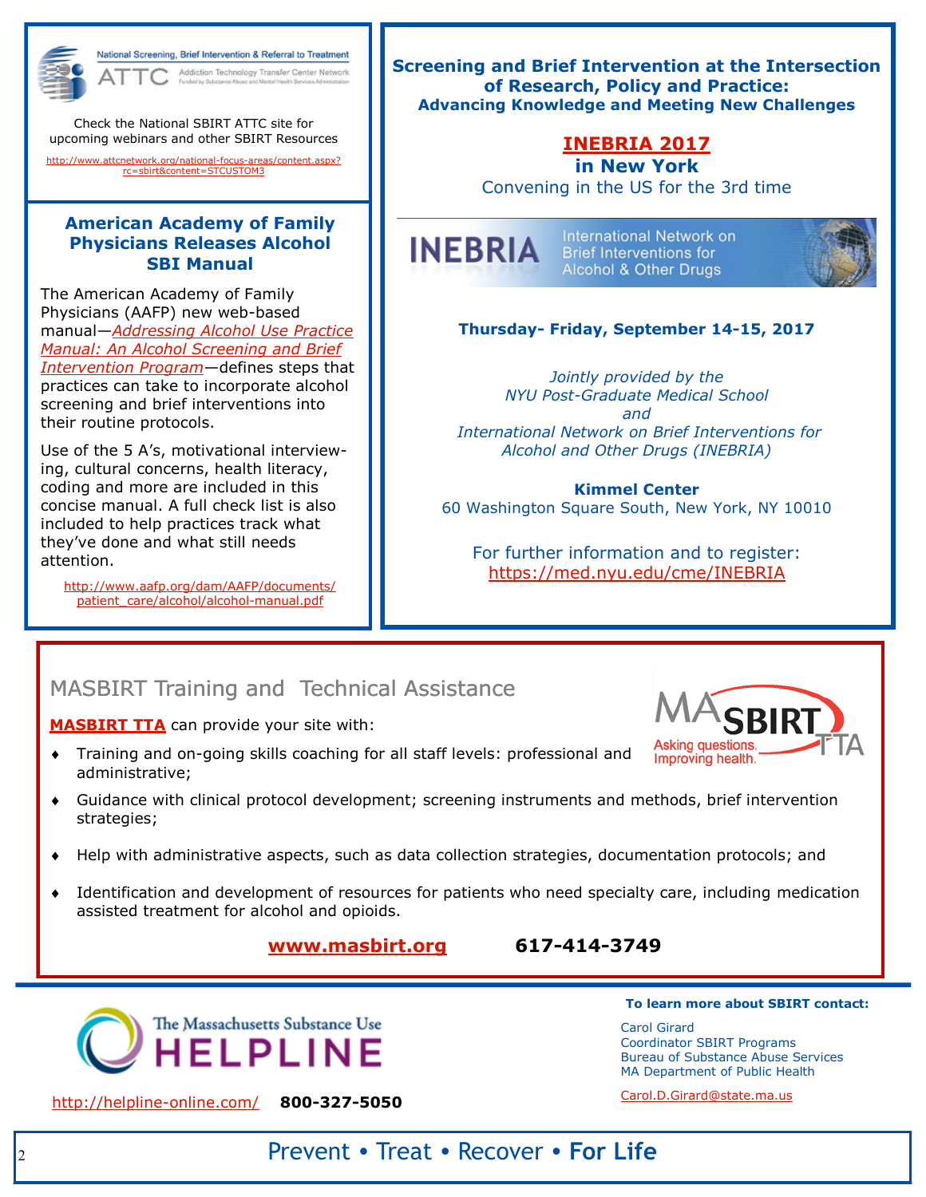National Screening, Brief Intervention & Referral to Treatment
ATTC Addiction Technology Transfer Center Network
Funded by Substance Abuse and Mental Health Services Administration

Check the National SBIRT ATTC site for upcoming webinars and other SBIRT Resources

http://www.attcnetwork.org/national-focus-areas/content.aspx?rc=sbirt&content=STCUSTOM3

## American Academy of Family Physicians Releases Alcohol SBI Manual

The American Academy of Family Physicians (AAFP) new web-based manual—*Addressing Alcohol Use Practice Manual: An Alcohol Screening and Brief Intervention Program*—defines steps that practices can take to incorporate alcohol screening and brief interventions into their routine protocols.

Use of the 5 A's, motivational interviewing, cultural concerns, health literacy, coding and more are included in this concise manual. A full check list is also included to help practices track what they've done and what still needs attention.

http://www.aafp.org/dam/AAFP/documents/patient_care/alcohol/alcohol-manual.pdf

## Screening and Brief Intervention at the Intersection of Research, Policy and Practice:

### Advancing Knowledge and Meeting New Challenges

**INEBRIA 2017**
**in New York**
Convening in the US for the 3rd time

INEBRIA International Network on Brief Interventions for Alcohol & Other Drugs

**Thursday- Friday, September 14-15, 2017**

*Jointly provided by the*
*NYU Post-Graduate Medical School*
*and*
*International Network on Brief Interventions for Alcohol and Other Drugs (INEBRIA)*

**Kimmel Center**
60 Washington Square South, New York, NY 10010

For further information and to register:
https://med.nyu.edu/cme/INEBRIA

## MASBIRT Training and Technical Assistance

MASBIRT TTA — Asking questions. Improving health.

**MASBIRT TTA** can provide your site with:

- Training and on-going skills coaching for all staff levels: professional and administrative;
- Guidance with clinical protocol development; screening instruments and methods, brief intervention strategies;
- Help with administrative aspects, such as data collection strategies, documentation protocols; and
- Identification and development of resources for patients who need specialty care, including medication assisted treatment for alcohol and opioids.

**www.masbirt.org** **617-414-3749**

The Massachusetts Substance Use HELPLINE

http://helpline-online.com/ **800-327-5050**

**To learn more about SBIRT contact:**

Carol Girard
Coordinator SBIRT Programs
Bureau of Substance Abuse Services
MA Department of Public Health

Carol.D.Girard@state.ma.us

Prevent • Treat • Recover • **For Life**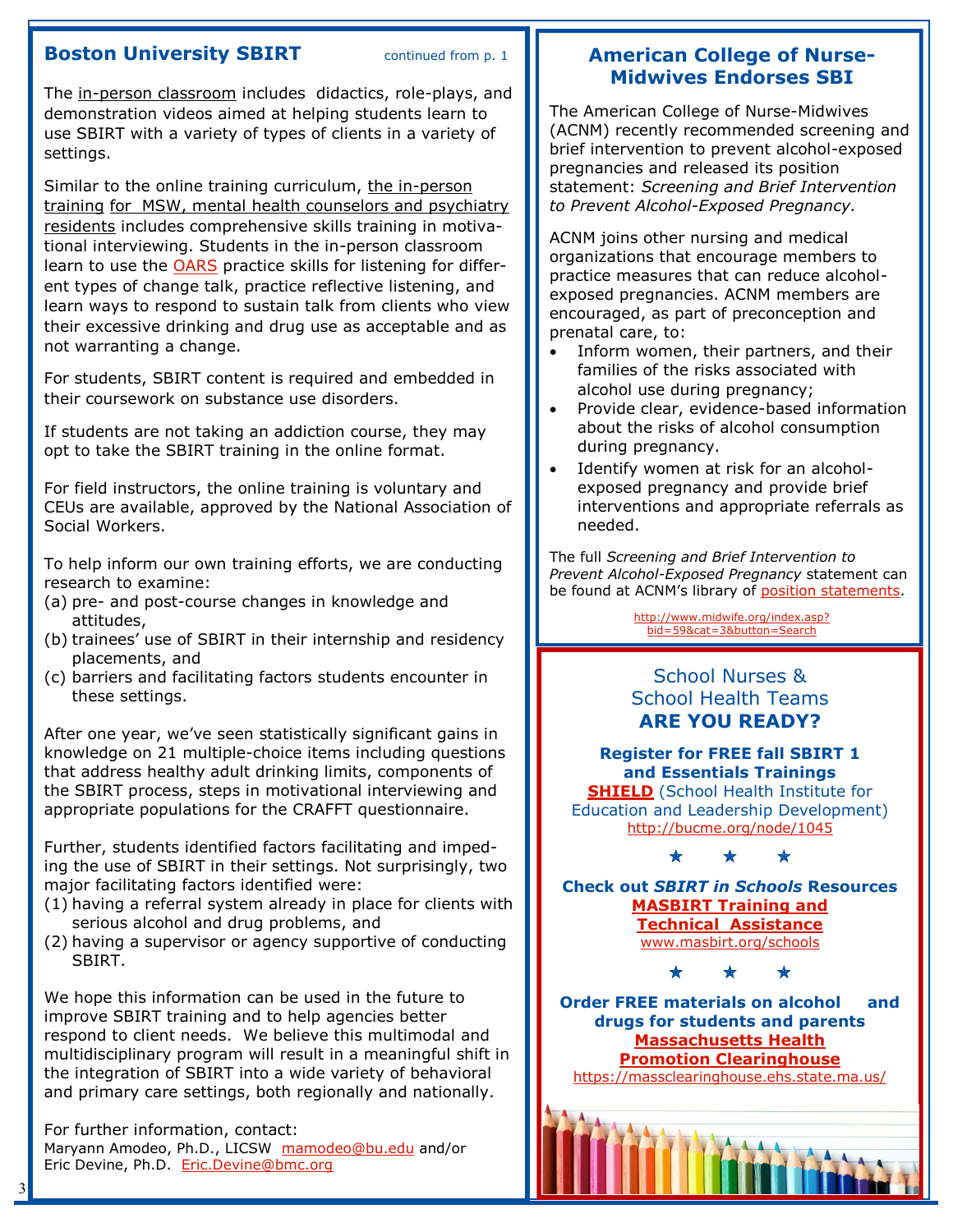## Boston University SBIRT

continued from p. 1

The in-person classroom includes didactics, role-plays, and demonstration videos aimed at helping students learn to use SBIRT with a variety of types of clients in a variety of settings.

Similar to the online training curriculum, the in-person training for MSW, mental health counselors and psychiatry residents includes comprehensive skills training in motivational interviewing. Students in the in-person classroom learn to use the OARS practice skills for listening for different types of change talk, practice reflective listening, and learn ways to respond to sustain talk from clients who view their excessive drinking and drug use as acceptable and as not warranting a change.

For students, SBIRT content is required and embedded in their coursework on substance use disorders.

If students are not taking an addiction course, they may opt to take the SBIRT training in the online format.

For field instructors, the online training is voluntary and CEUs are available, approved by the National Association of Social Workers.

To help inform our own training efforts, we are conducting research to examine:

(a) pre- and post-course changes in knowledge and attitudes,
(b) trainees' use of SBIRT in their internship and residency placements, and
(c) barriers and facilitating factors students encounter in these settings.

After one year, we've seen statistically significant gains in knowledge on 21 multiple-choice items including questions that address healthy adult drinking limits, components of the SBIRT process, steps in motivational interviewing and appropriate populations for the CRAFFT questionnaire.

Further, students identified factors facilitating and impeding the use of SBIRT in their settings. Not surprisingly, two major facilitating factors identified were:

(1) having a referral system already in place for clients with serious alcohol and drug problems, and
(2) having a supervisor or agency supportive of conducting SBIRT.

We hope this information can be used in the future to improve SBIRT training and to help agencies better respond to client needs. We believe this multimodal and multidisciplinary program will result in a meaningful shift in the integration of SBIRT into a wide variety of behavioral and primary care settings, both regionally and nationally.

For further information, contact:
Maryann Amodeo, Ph.D., LICSW mamodeo@bu.edu and/or
Eric Devine, Ph.D. Eric.Devine@bmc.org

## American College of Nurse-Midwives Endorses SBI

The American College of Nurse-Midwives (ACNM) recently recommended screening and brief intervention to prevent alcohol-exposed pregnancies and released its position statement: *Screening and Brief Intervention to Prevent Alcohol-Exposed Pregnancy.*

ACNM joins other nursing and medical organizations that encourage members to practice measures that can reduce alcohol-exposed pregnancies. ACNM members are encouraged, as part of preconception and prenatal care, to:

- Inform women, their partners, and their families of the risks associated with alcohol use during pregnancy;
- Provide clear, evidence-based information about the risks of alcohol consumption during pregnancy.
- Identify women at risk for an alcohol-exposed pregnancy and provide brief interventions and appropriate referrals as needed.

The full *Screening and Brief Intervention to Prevent Alcohol-Exposed Pregnancy* statement can be found at ACNM's library of position statements.

http://www.midwife.org/index.asp?bid=59&cat=3&button=Search

## School Nurses & School Health Teams
## ARE YOU READY?

**Register for FREE fall SBIRT 1 and Essentials Trainings**
**SHIELD** (School Health Institute for Education and Leadership Development)
http://bucme.org/node/1045

★ ★ ★

**Check out *SBIRT in Schools* Resources**
**MASBIRT Training and Technical Assistance**
www.masbirt.org/schools

★ ★ ★

**Order FREE materials on alcohol and drugs for students and parents**
**Massachusetts Health Promotion Clearinghouse**
https://massclearinghouse.ehs.state.ma.us/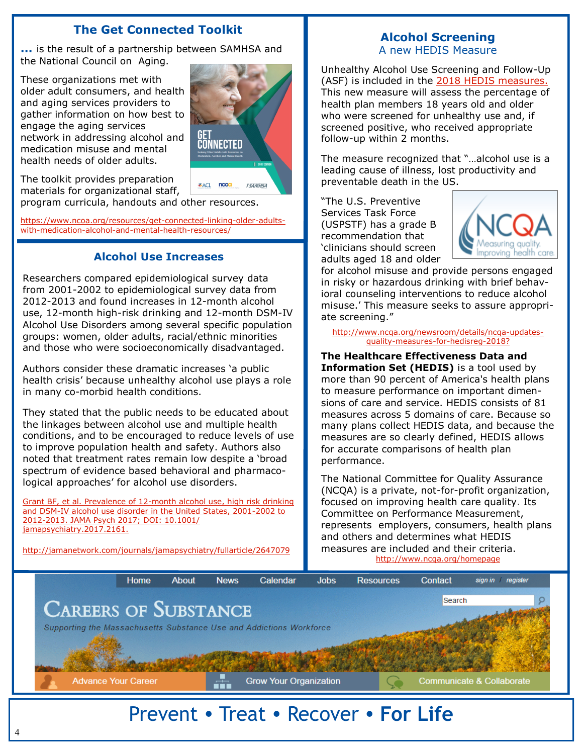## The Get Connected Toolkit

**...** is the result of a partnership between SAMHSA and the National Council on Aging.

These organizations met with older adult consumers, and health and aging services providers to gather information on how best to engage the aging services network in addressing alcohol and medication misuse and mental health needs of older adults.

The toolkit provides preparation materials for organizational staff, program curricula, handouts and other resources.

https://www.ncoa.org/resources/get-connected-linking-older-adults-with-medication-alcohol-and-mental-health-resources/

## Alcohol Use Increases

Researchers compared epidemiological survey data from 2001-2002 to epidemiological survey data from 2012-2013 and found increases in 12-month alcohol use, 12-month high-risk drinking and 12-month DSM-IV Alcohol Use Disorders among several specific population groups: women, older adults, racial/ethnic minorities and those who were socioeconomically disadvantaged.

Authors consider these dramatic increases 'a public health crisis' because unhealthy alcohol use plays a role in many co-morbid health conditions.

They stated that the public needs to be educated about the linkages between alcohol use and multiple health conditions, and to be encouraged to reduce levels of use to improve population health and safety. Authors also noted that treatment rates remain low despite a 'broad spectrum of evidence based behavioral and pharmacological approaches' for alcohol use disorders.

Grant BF, et al. Prevalence of 12-month alcohol use, high risk drinking and DSM-IV alcohol use disorder in the United States, 2001-2002 to 2012-2013. JAMA Psych 2017; DOI: 10.1001/jamapsychiatry.2017.2161.

http://jamanetwork.com/journals/jamapsychiatry/fullarticle/2647079

## Alcohol Screening

### A new HEDIS Measure

Unhealthy Alcohol Use Screening and Follow-Up (ASF) is included in the 2018 HEDIS measures. This new measure will assess the percentage of health plan members 18 years old and older who were screened for unhealthy alcohol use and, if screened positive, who received appropriate follow-up within 2 months.

The measure recognized that "...alcohol use is a leading cause of illness, lost productivity and preventable death in the US.

"The U.S. Preventive Services Task Force (USPSTF) has a grade B recommendation that 'clinicians should screen adults aged 18 and older for alcohol misuse and provide persons engaged in risky or hazardous drinking with brief behavioral counseling interventions to reduce alcohol misuse.' This measure seeks to assure appropriate screening."

http://www.ncqa.org/newsroom/details/ncqa-updates-quality-measures-for-hedisreg-2018?

**The Healthcare Effectiveness Data and Information Set (HEDIS)** is a tool used by more than 90 percent of America's health plans to measure performance on important dimensions of care and service. HEDIS consists of 81 measures across 5 domains of care. Because so many plans collect HEDIS data, and because the measures are so clearly defined, HEDIS allows for accurate comparisons of health plan performance.

The National Committee for Quality Assurance (NCQA) is a private, not-for-profit organization, focused on improving health care quality. Its Committee on Performance Measurement, represents employers, consumers, health plans and others and determines what HEDIS measures are included and their criteria.

http://www.ncqa.org/homepage

Home About News Calendar Jobs Resources Contact sign in / register

Search

## Careers of Substance

*Supporting the Massachusetts Substance Use and Addictions Workforce*

Advance Your Career | Grow Your Organization | Communicate & Collaborate

Prevent • Treat • Recover • **For Life**